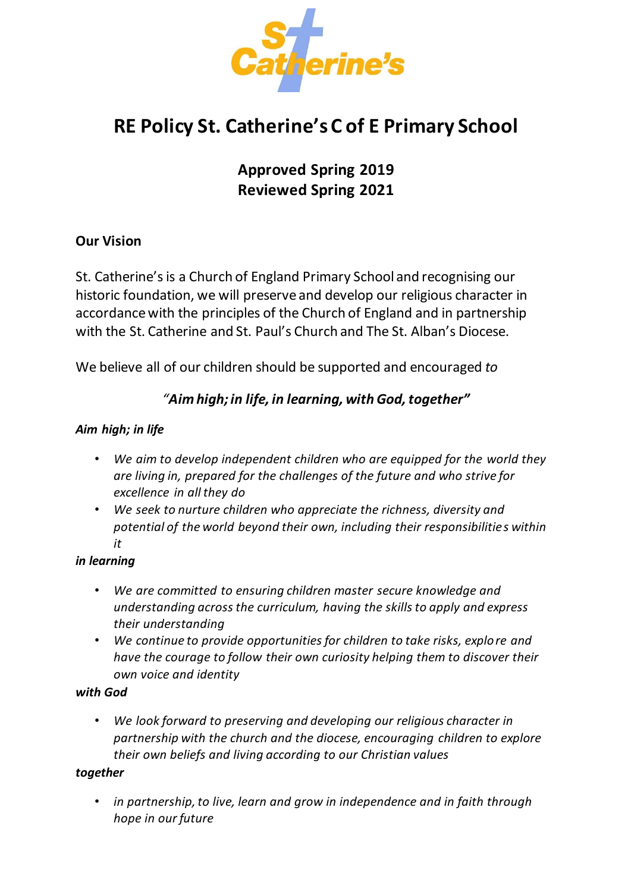St Catherine's

# RE Policy St. Catherine's C of E Primary School

**Approved Spring 2019**
**Reviewed Spring 2021**

## Our Vision

St. Catherine's is a Church of England Primary School and recognising our historic foundation, we will preserve and develop our religious character in accordance with the principles of the Church of England and in partnership with the St. Catherine and St. Paul's Church and The St. Alban's Diocese.

We believe all of our children should be supported and encouraged *to*

***"Aim high; in life, in learning, with God, together"***

***Aim high; in life***

- *We aim to develop independent children who are equipped for the world they are living in, prepared for the challenges of the future and who strive for excellence in all they do*
- *We seek to nurture children who appreciate the richness, diversity and potential of the world beyond their own, including their responsibilities within it*

***in learning***

- *We are committed to ensuring children master secure knowledge and understanding across the curriculum, having the skills to apply and express their understanding*
- *We continue to provide opportunities for children to take risks, explore and have the courage to follow their own curiosity helping them to discover their own voice and identity*

***with God***

- *We look forward to preserving and developing our religious character in partnership with the church and the diocese, encouraging children to explore their own beliefs and living according to our Christian values*

***together***

- *in partnership, to live, learn and grow in independence and in faith through hope in our future*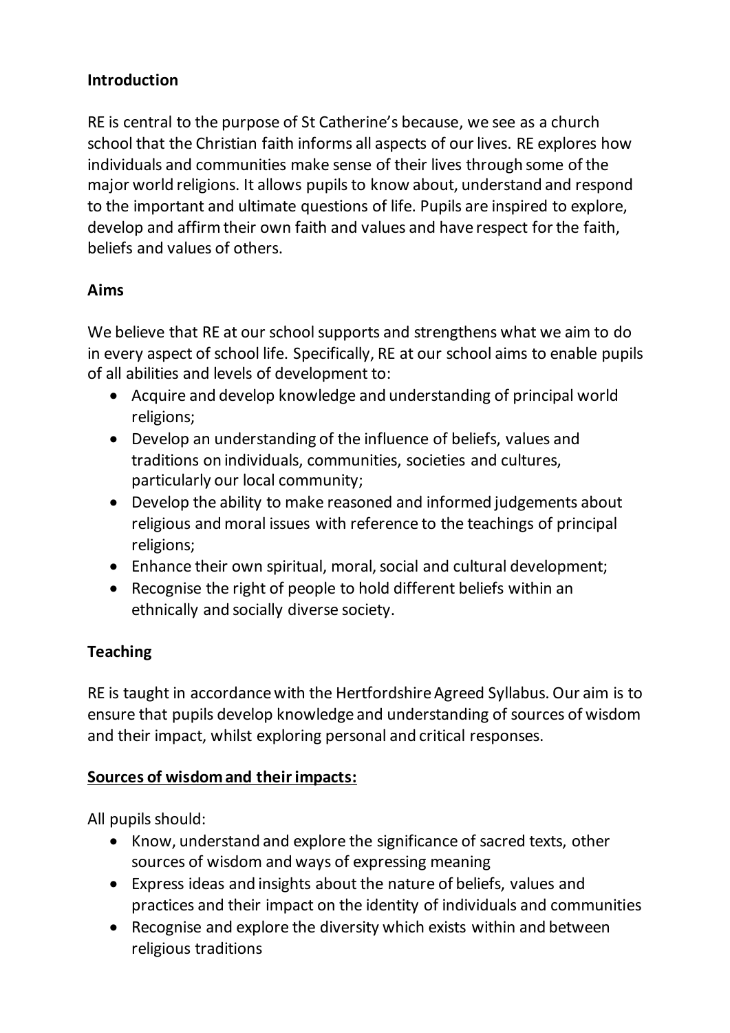**Introduction**

RE is central to the purpose of St Catherine's because, we see as a church school that the Christian faith informs all aspects of our lives. RE explores how individuals and communities make sense of their lives through some of the major world religions. It allows pupils to know about, understand and respond to the important and ultimate questions of life. Pupils are inspired to explore, develop and affirm their own faith and values and have respect for the faith, beliefs and values of others.

**Aims**

We believe that RE at our school supports and strengthens what we aim to do in every aspect of school life. Specifically, RE at our school aims to enable pupils of all abilities and levels of development to:

- Acquire and develop knowledge and understanding of principal world religions;
- Develop an understanding of the influence of beliefs, values and traditions on individuals, communities, societies and cultures, particularly our local community;
- Develop the ability to make reasoned and informed judgements about religious and moral issues with reference to the teachings of principal religions;
- Enhance their own spiritual, moral, social and cultural development;
- Recognise the right of people to hold different beliefs within an ethnically and socially diverse society.

**Teaching**

RE is taught in accordance with the Hertfordshire Agreed Syllabus. Our aim is to ensure that pupils develop knowledge and understanding of sources of wisdom and their impact, whilst exploring personal and critical responses.

**Sources of wisdom and their impacts:**

All pupils should:

- Know, understand and explore the significance of sacred texts, other sources of wisdom and ways of expressing meaning
- Express ideas and insights about the nature of beliefs, values and practices and their impact on the identity of individuals and communities
- Recognise and explore the diversity which exists within and between religious traditions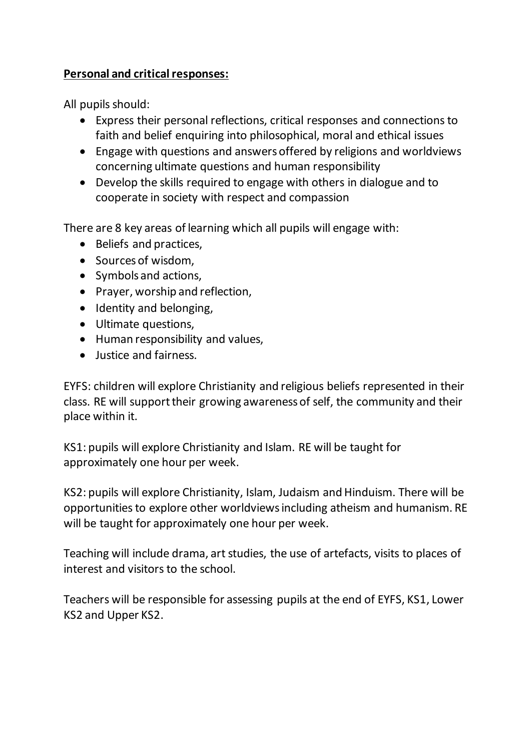**Personal and critical responses:**

All pupils should:

- Express their personal reflections, critical responses and connections to faith and belief enquiring into philosophical, moral and ethical issues
- Engage with questions and answers offered by religions and worldviews concerning ultimate questions and human responsibility
- Develop the skills required to engage with others in dialogue and to cooperate in society with respect and compassion

There are 8 key areas of learning which all pupils will engage with:

- Beliefs and practices,
- Sources of wisdom,
- Symbols and actions,
- Prayer, worship and reflection,
- Identity and belonging,
- Ultimate questions,
- Human responsibility and values,
- Justice and fairness.

EYFS: children will explore Christianity and religious beliefs represented in their class. RE will support their growing awareness of self, the community and their place within it.

KS1: pupils will explore Christianity and Islam. RE will be taught for approximately one hour per week.

KS2: pupils will explore Christianity, Islam, Judaism and Hinduism. There will be opportunities to explore other worldviews including atheism and humanism. RE will be taught for approximately one hour per week.

Teaching will include drama, art studies, the use of artefacts, visits to places of interest and visitors to the school.

Teachers will be responsible for assessing pupils at the end of EYFS, KS1, Lower KS2 and Upper KS2.